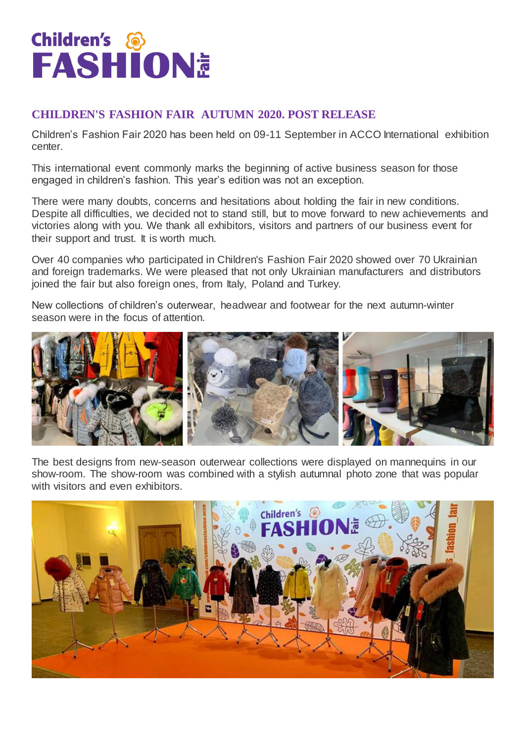Children's FASHION Fair

## CHILDREN'S FASHION FAIR AUTUMN 2020. POST RELEASE

Children's Fashion Fair 2020 has been held on 09-11 September in ACCO International exhibition center.

This international event commonly marks the beginning of active business season for those engaged in children's fashion. This year's edition was not an exception.

There were many doubts, concerns and hesitations about holding the fair in new conditions. Despite all difficulties, we decided not to stand still, but to move forward to new achievements and victories along with you. We thank all exhibitors, visitors and partners of our business event for their support and trust. It is worth much.

Over 40 companies who participated in Children's Fashion Fair 2020 showed over 70 Ukrainian and foreign trademarks. We were pleased that not only Ukrainian manufacturers and distributors joined the fair but also foreign ones, from Italy, Poland and Turkey.

New collections of children's outerwear, headwear and footwear for the next autumn-winter season were in the focus of attention.

The best designs from new-season outerwear collections were displayed on mannequins in our show-room. The show-room was combined with a stylish autumnal photo zone that was popular with visitors and even exhibitors.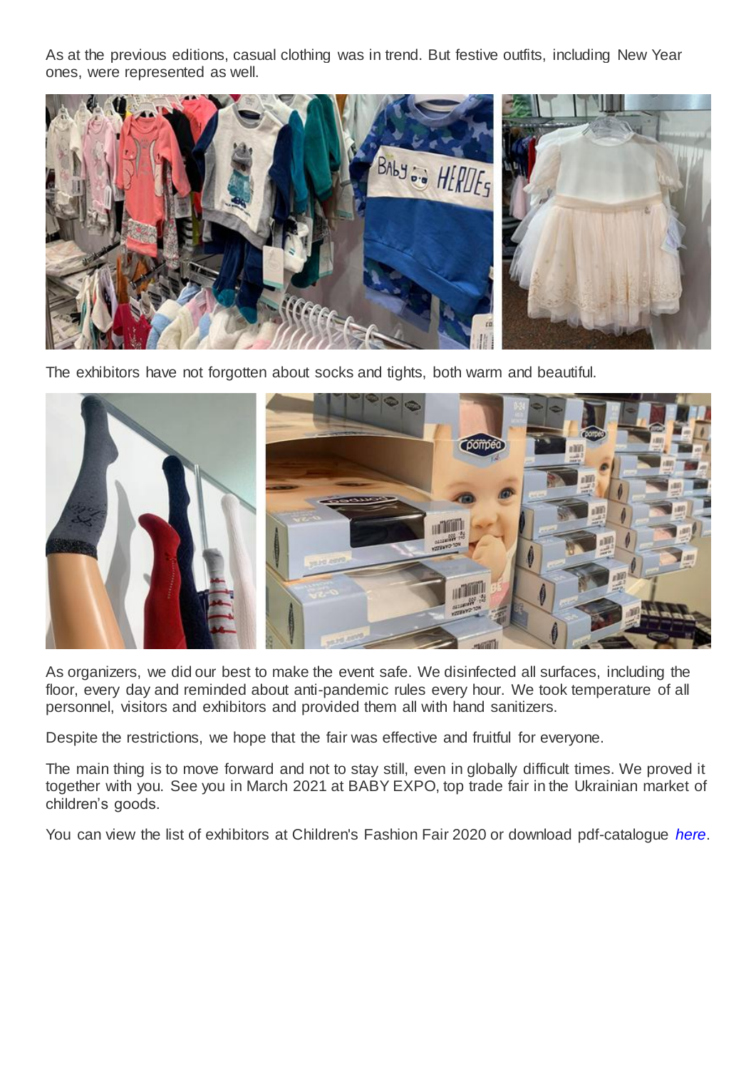As at the previous editions, casual clothing was in trend. But festive outfits, including New Year ones, were represented as well.

The exhibitors have not forgotten about socks and tights, both warm and beautiful.

As organizers, we did our best to make the event safe. We disinfected all surfaces, including the floor, every day and reminded about anti-pandemic rules every hour. We took temperature of all personnel, visitors and exhibitors and provided them all with hand sanitizers.

Despite the restrictions, we hope that the fair was effective and fruitful for everyone.

The main thing is to move forward and not to stay still, even in globally difficult times. We proved it together with you. See you in March 2021 at BABY EXPO, top trade fair in the Ukrainian market of children's goods.

You can view the list of exhibitors at Children's Fashion Fair 2020 or download pdf-catalogue *here*.